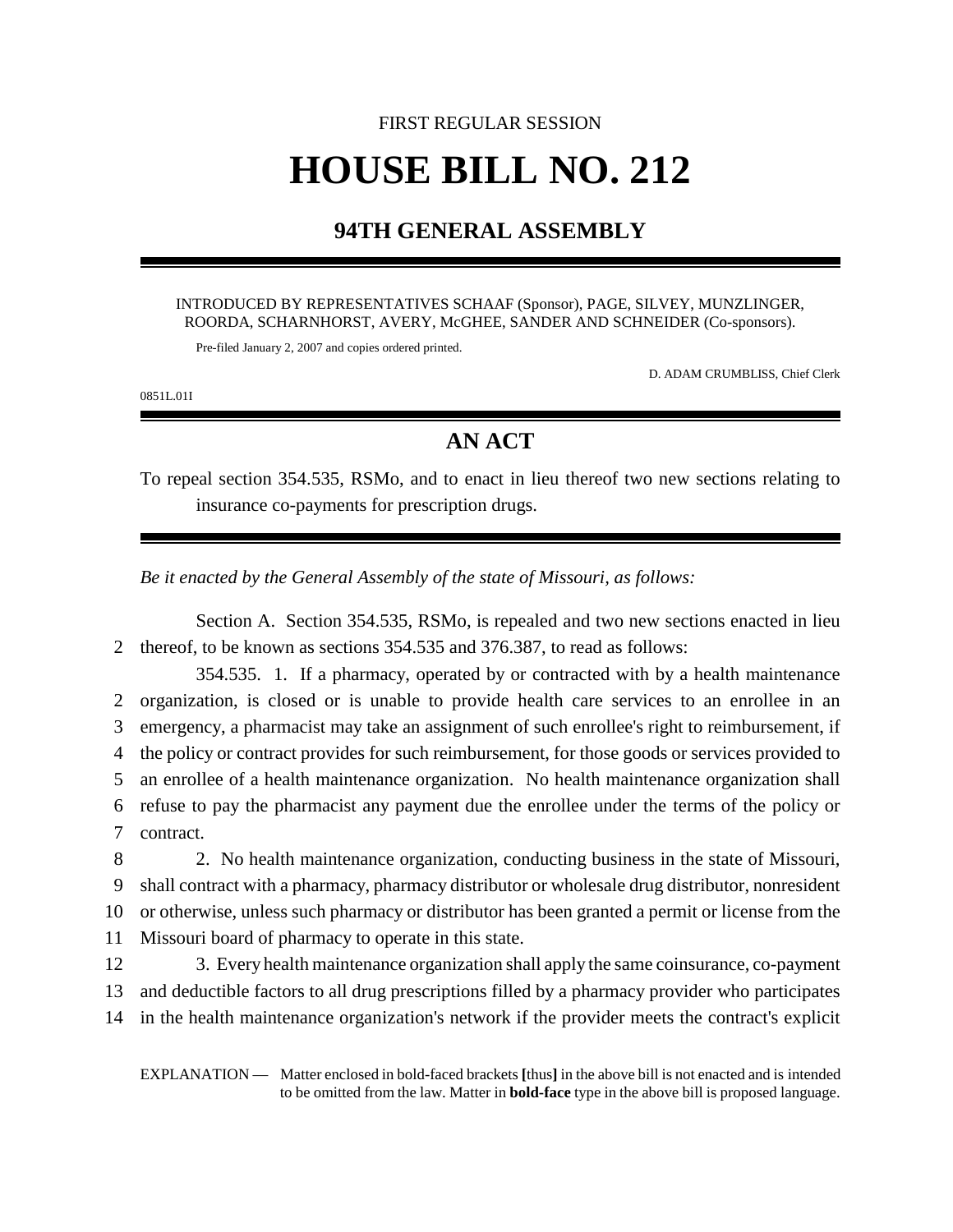FIRST REGULAR SESSION

# HOUSE BILL NO. 212

## 94TH GENERAL ASSEMBLY

INTRODUCED BY REPRESENTATIVES SCHAAF (Sponsor), PAGE, SILVEY, MUNZLINGER, ROORDA, SCHARNHORST, AVERY, McGHEE, SANDER AND SCHNEIDER (Co-sponsors).

Pre-filed January 2, 2007 and copies ordered printed.

D. ADAM CRUMBLISS, Chief Clerk

0851L.01I

## AN ACT

To repeal section 354.535, RSMo, and to enact in lieu thereof two new sections relating to insurance co-payments for prescription drugs.

*Be it enacted by the General Assembly of the state of Missouri, as follows:*

Section A. Section 354.535, RSMo, is repealed and two new sections enacted in lieu thereof, to be known as sections 354.535 and 376.387, to read as follows:

354.535. 1. If a pharmacy, operated by or contracted with by a health maintenance organization, is closed or is unable to provide health care services to an enrollee in an emergency, a pharmacist may take an assignment of such enrollee's right to reimbursement, if the policy or contract provides for such reimbursement, for those goods or services provided to an enrollee of a health maintenance organization. No health maintenance organization shall refuse to pay the pharmacist any payment due the enrollee under the terms of the policy or contract.

2. No health maintenance organization, conducting business in the state of Missouri, shall contract with a pharmacy, pharmacy distributor or wholesale drug distributor, nonresident or otherwise, unless such pharmacy or distributor has been granted a permit or license from the Missouri board of pharmacy to operate in this state.

3. Every health maintenance organization shall apply the same coinsurance, co-payment and deductible factors to all drug prescriptions filled by a pharmacy provider who participates in the health maintenance organization's network if the provider meets the contract's explicit

EXPLANATION — Matter enclosed in bold-faced brackets **[**thus**]** in the above bill is not enacted and is intended to be omitted from the law. Matter in **bold-face** type in the above bill is proposed language.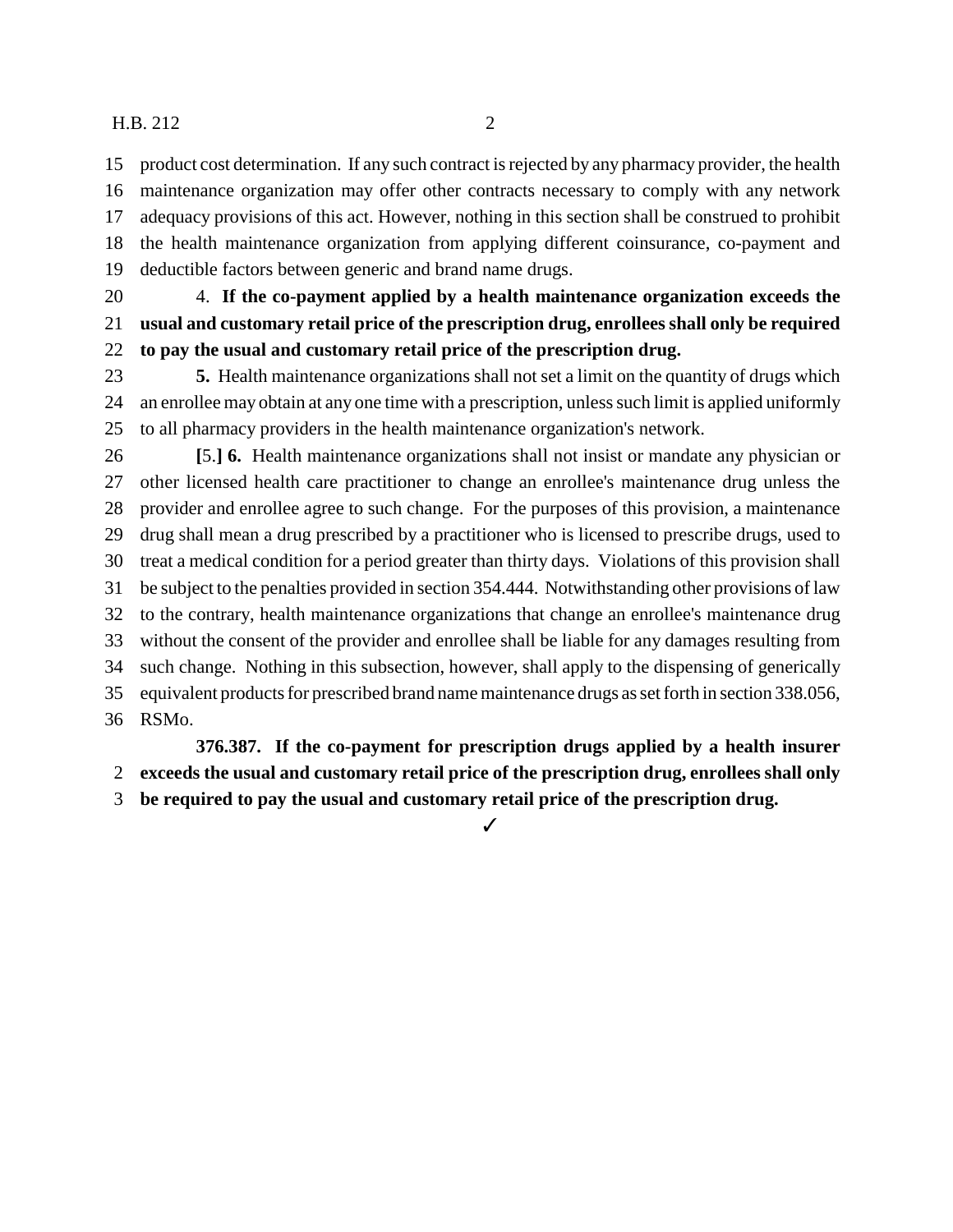product cost determination. If any such contract is rejected by any pharmacy provider, the health maintenance organization may offer other contracts necessary to comply with any network adequacy provisions of this act. However, nothing in this section shall be construed to prohibit the health maintenance organization from applying different coinsurance, co-payment and deductible factors between generic and brand name drugs.

4. **If the co-payment applied by a health maintenance organization exceeds the usual and customary retail price of the prescription drug, enrollees shall only be required to pay the usual and customary retail price of the prescription drug.**

**5.** Health maintenance organizations shall not set a limit on the quantity of drugs which an enrollee may obtain at any one time with a prescription, unless such limit is applied uniformly to all pharmacy providers in the health maintenance organization's network.

**[**5.**] 6.** Health maintenance organizations shall not insist or mandate any physician or other licensed health care practitioner to change an enrollee's maintenance drug unless the provider and enrollee agree to such change. For the purposes of this provision, a maintenance drug shall mean a drug prescribed by a practitioner who is licensed to prescribe drugs, used to treat a medical condition for a period greater than thirty days. Violations of this provision shall be subject to the penalties provided in section 354.444. Notwithstanding other provisions of law to the contrary, health maintenance organizations that change an enrollee's maintenance drug without the consent of the provider and enrollee shall be liable for any damages resulting from such change. Nothing in this subsection, however, shall apply to the dispensing of generically equivalent products for prescribed brand name maintenance drugs as set forth in section 338.056, RSMo.

**376.387. If the co-payment for prescription drugs applied by a health insurer exceeds the usual and customary retail price of the prescription drug, enrollees shall only be required to pay the usual and customary retail price of the prescription drug.**

✓